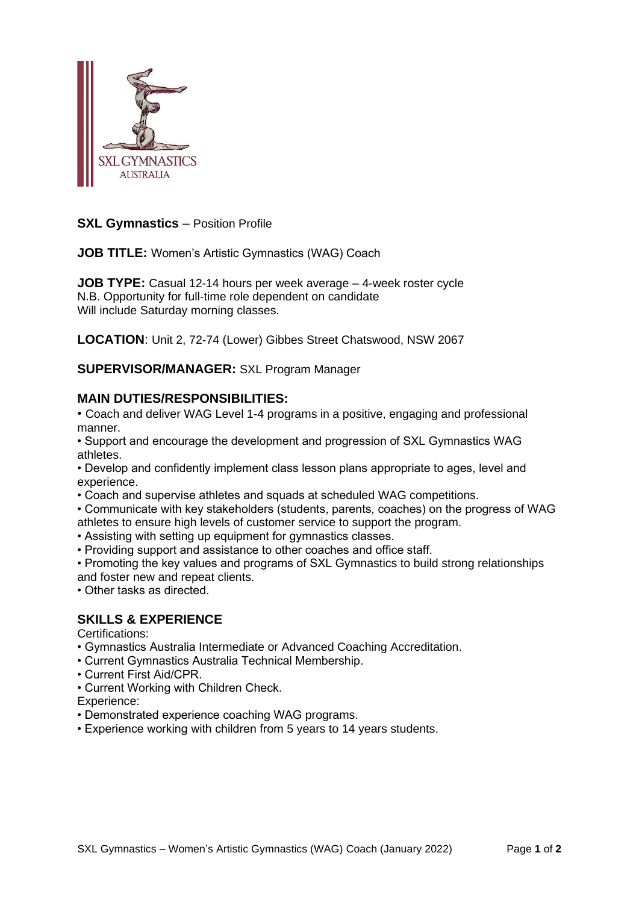SXL GYMNASTICS
AUSTRALIA

**SXL Gymnastics** – Position Profile

**JOB TITLE:** Women's Artistic Gymnastics (WAG) Coach

**JOB TYPE:** Casual 12-14 hours per week average – 4-week roster cycle
N.B. Opportunity for full-time role dependent on candidate
Will include Saturday morning classes.

**LOCATION**: Unit 2, 72-74 (Lower) Gibbes Street Chatswood, NSW 2067

**SUPERVISOR/MANAGER:** SXL Program Manager

## MAIN DUTIES/RESPONSIBILITIES:

- Coach and deliver WAG Level 1-4 programs in a positive, engaging and professional manner.
- Support and encourage the development and progression of SXL Gymnastics WAG athletes.
- Develop and confidently implement class lesson plans appropriate to ages, level and experience.
- Coach and supervise athletes and squads at scheduled WAG competitions.
- Communicate with key stakeholders (students, parents, coaches) on the progress of WAG athletes to ensure high levels of customer service to support the program.
- Assisting with setting up equipment for gymnastics classes.
- Providing support and assistance to other coaches and office staff.
- Promoting the key values and programs of SXL Gymnastics to build strong relationships and foster new and repeat clients.
- Other tasks as directed.

## SKILLS & EXPERIENCE

Certifications:

- Gymnastics Australia Intermediate or Advanced Coaching Accreditation.
- Current Gymnastics Australia Technical Membership.
- Current First Aid/CPR.
- Current Working with Children Check.

Experience:

- Demonstrated experience coaching WAG programs.
- Experience working with children from 5 years to 14 years students.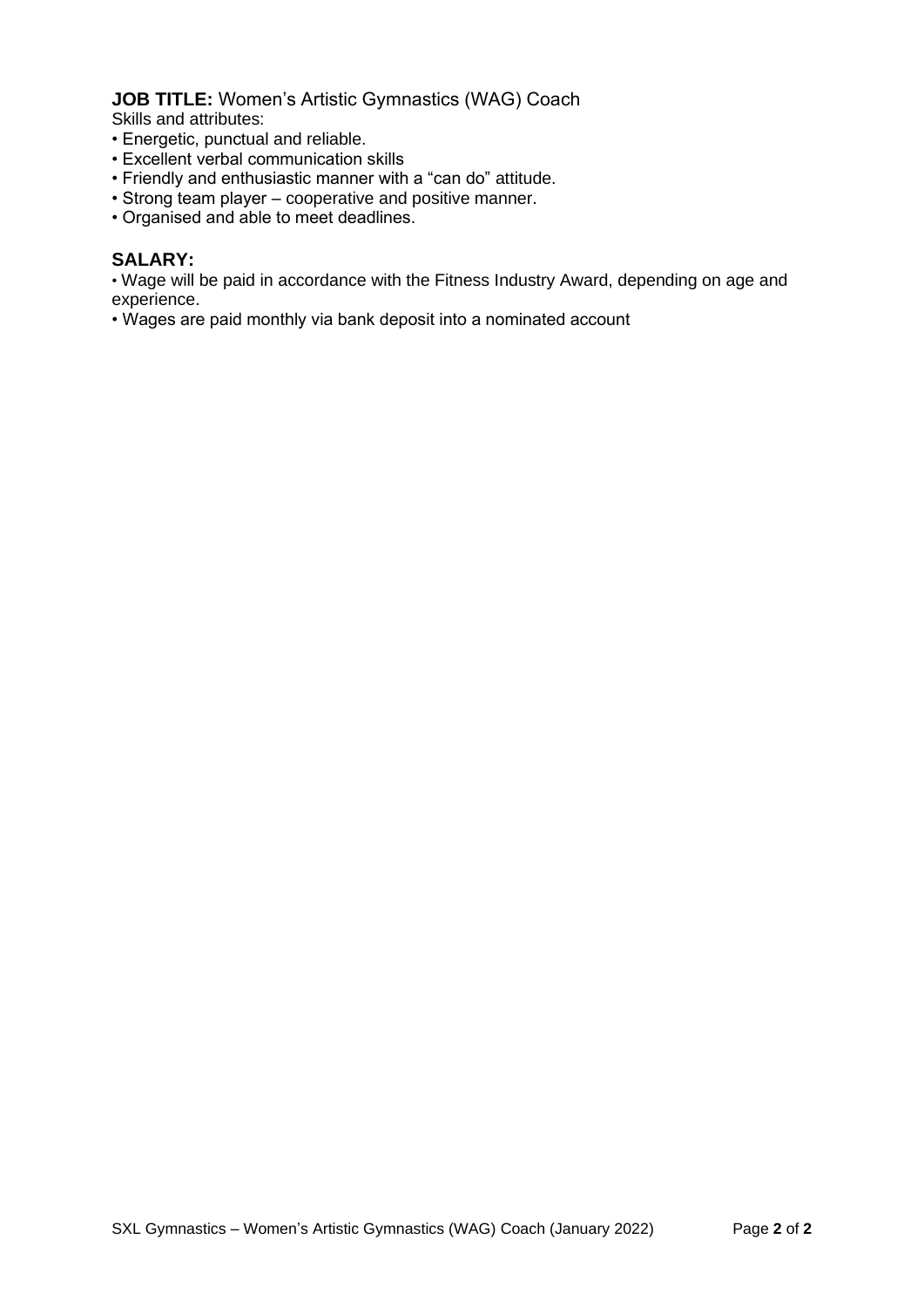**JOB TITLE:** Women's Artistic Gymnastics (WAG) Coach

Skills and attributes:

- Energetic, punctual and reliable.
- Excellent verbal communication skills
- Friendly and enthusiastic manner with a "can do" attitude.
- Strong team player – cooperative and positive manner.
- Organised and able to meet deadlines.

## SALARY:

- Wage will be paid in accordance with the Fitness Industry Award, depending on age and experience.
- Wages are paid monthly via bank deposit into a nominated account